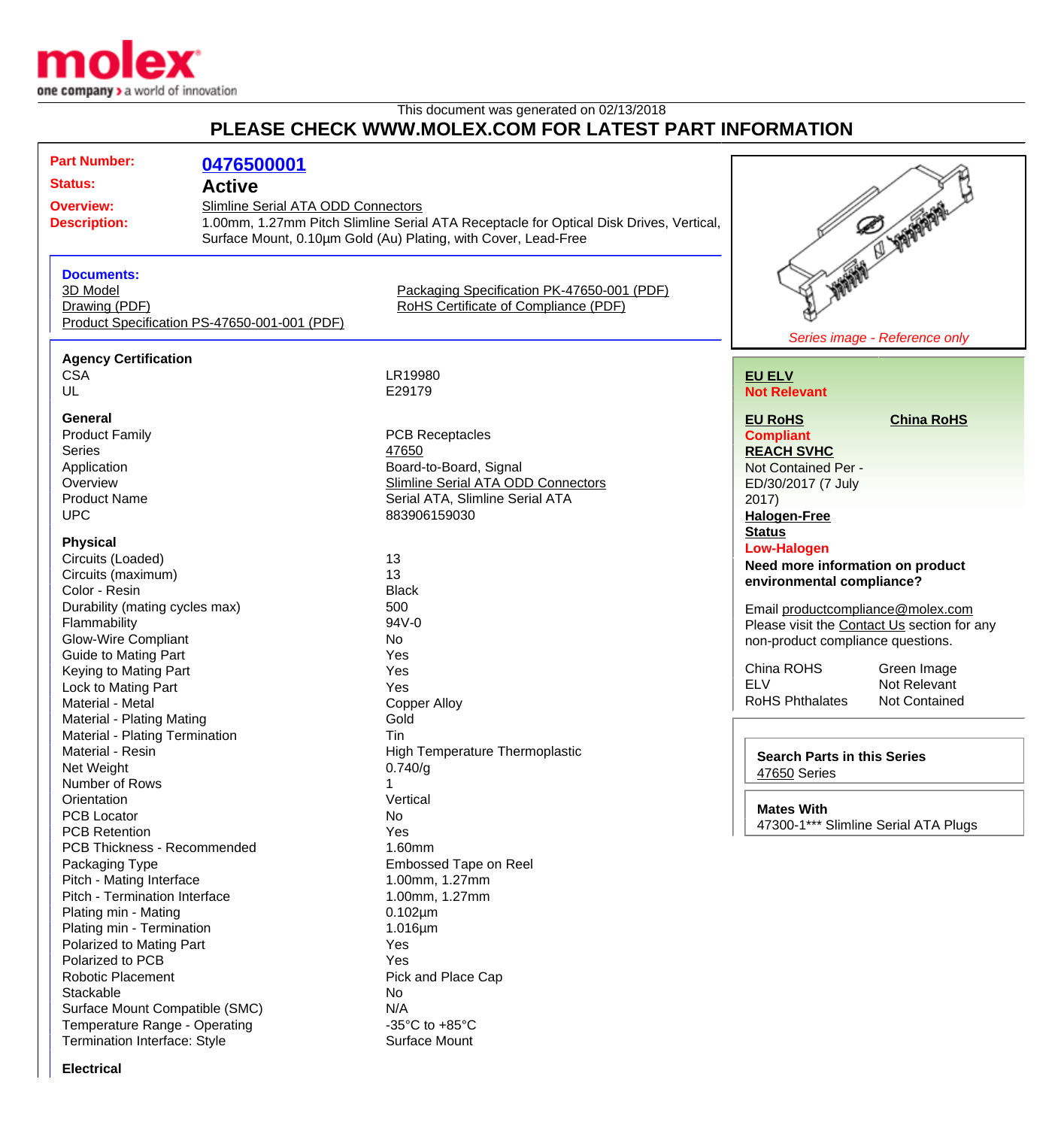This document was generated on 02/13/2018

# PLEASE CHECK WWW.MOLEX.COM FOR LATEST PART INFORMATION

**Part Number:** 0476500001

**Status:** Active

**Overview:** Slimline Serial ATA ODD Connectors

**Description:** 1.00mm, 1.27mm Pitch Slimline Serial ATA Receptacle for Optical Disk Drives, Vertical, Surface Mount, 0.10µm Gold (Au) Plating, with Cover, Lead-Free

**Documents:**

- 3D Model
- Drawing (PDF)
- Product Specification PS-47650-001-001 (PDF)
- Packaging Specification PK-47650-001 (PDF)
- RoHS Certificate of Compliance (PDF)

*Series image - Reference only*

**Agency Certification**

| | |
|---|---|
| CSA | LR19980 |
| UL | E29179 |

**General**

| | |
|---|---|
| Product Family | PCB Receptacles |
| Series | 47650 |
| Application | Board-to-Board, Signal |
| Overview | Slimline Serial ATA ODD Connectors |
| Product Name | Serial ATA, Slimline Serial ATA |
| UPC | 883906159030 |

**Physical**

| | |
|---|---|
| Circuits (Loaded) | 13 |
| Circuits (maximum) | 13 |
| Color - Resin | Black |
| Durability (mating cycles max) | 500 |
| Flammability | 94V-0 |
| Glow-Wire Compliant | No |
| Guide to Mating Part | Yes |
| Keying to Mating Part | Yes |
| Lock to Mating Part | Yes |
| Material - Metal | Copper Alloy |
| Material - Plating Mating | Gold |
| Material - Plating Termination | Tin |
| Material - Resin | High Temperature Thermoplastic |
| Net Weight | 0.740/g |
| Number of Rows | 1 |
| Orientation | Vertical |
| PCB Locator | No |
| PCB Retention | Yes |
| PCB Thickness - Recommended | 1.60mm |
| Packaging Type | Embossed Tape on Reel |
| Pitch - Mating Interface | 1.00mm, 1.27mm |
| Pitch - Termination Interface | 1.00mm, 1.27mm |
| Plating min - Mating | 0.102µm |
| Plating min - Termination | 1.016µm |
| Polarized to Mating Part | Yes |
| Polarized to PCB | Yes |
| Robotic Placement | Pick and Place Cap |
| Stackable | No |
| Surface Mount Compatible (SMC) | N/A |
| Temperature Range - Operating | -35°C to +85°C |
| Termination Interface: Style | Surface Mount |

**Electrical**

**EU ELV**
Not Relevant

**EU RoHS**
Compliant

**China RoHS**

**REACH SVHC**
Not Contained Per - ED/30/2017 (7 July 2017)

**Halogen-Free Status**
Low-Halogen

**Need more information on product environmental compliance?**

Email productcompliance@molex.com
Please visit the Contact Us section for any non-product compliance questions.

| | |
|---|---|
| China ROHS | Green Image |
| ELV | Not Relevant |
| RoHS Phthalates | Not Contained |

**Search Parts in this Series**
47650 Series

**Mates With**
47300-1*** Slimline Serial ATA Plugs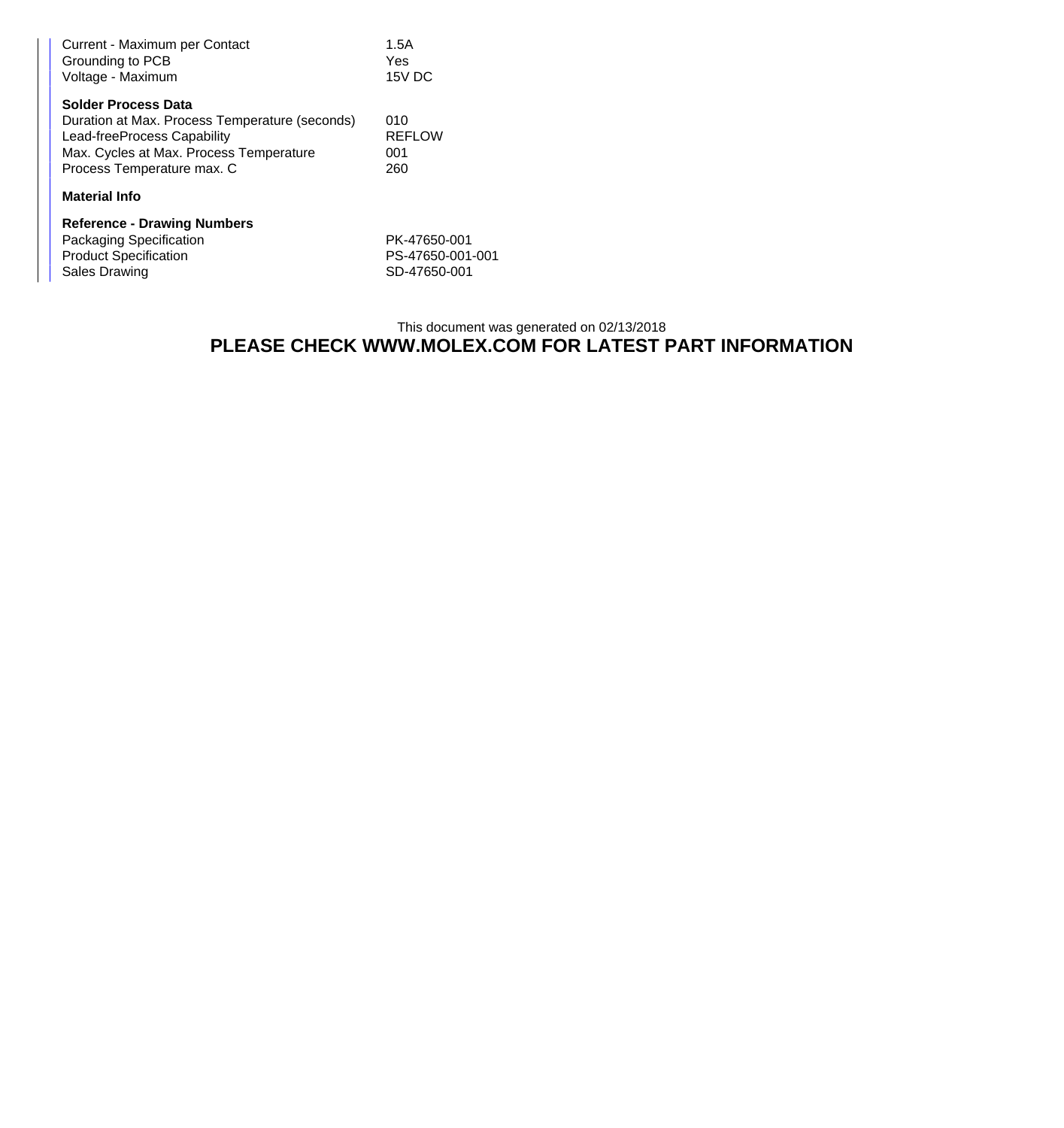| | |
|---|---|
| Current - Maximum per Contact | 1.5A |
| Grounding to PCB | Yes |
| Voltage - Maximum | 15V DC |

**Solder Process Data**

| | |
|---|---|
| Duration at Max. Process Temperature (seconds) | 010 |
| Lead-freeProcess Capability | REFLOW |
| Max. Cycles at Max. Process Temperature | 001 |
| Process Temperature max. C | 260 |

**Material Info**

**Reference - Drawing Numbers**

| | |
|---|---|
| Packaging Specification | PK-47650-001 |
| Product Specification | PS-47650-001-001 |
| Sales Drawing | SD-47650-001 |

This document was generated on 02/13/2018

**PLEASE CHECK WWW.MOLEX.COM FOR LATEST PART INFORMATION**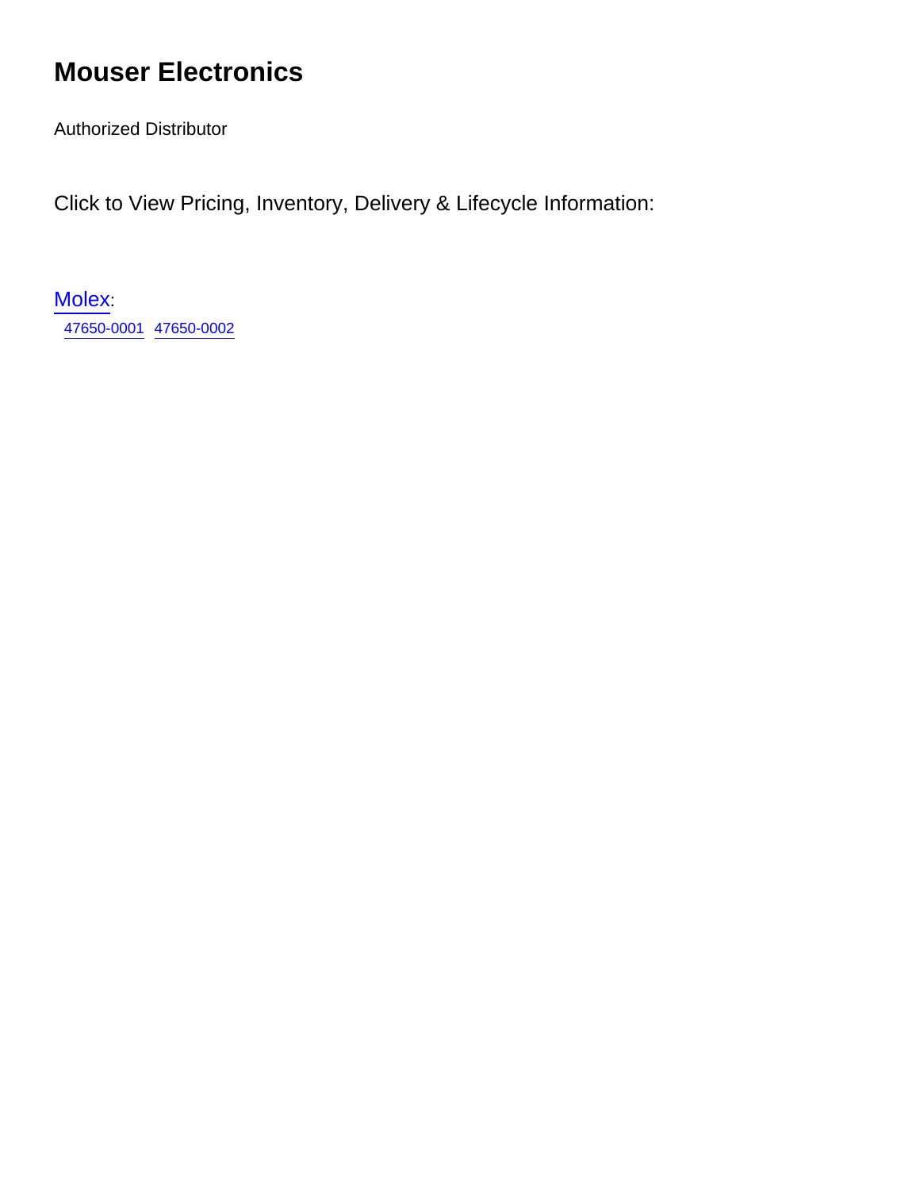# Mouser Electronics

Authorized Distributor

Click to View Pricing, Inventory, Delivery & Lifecycle Information:

Molex:

47650-0001 47650-0002